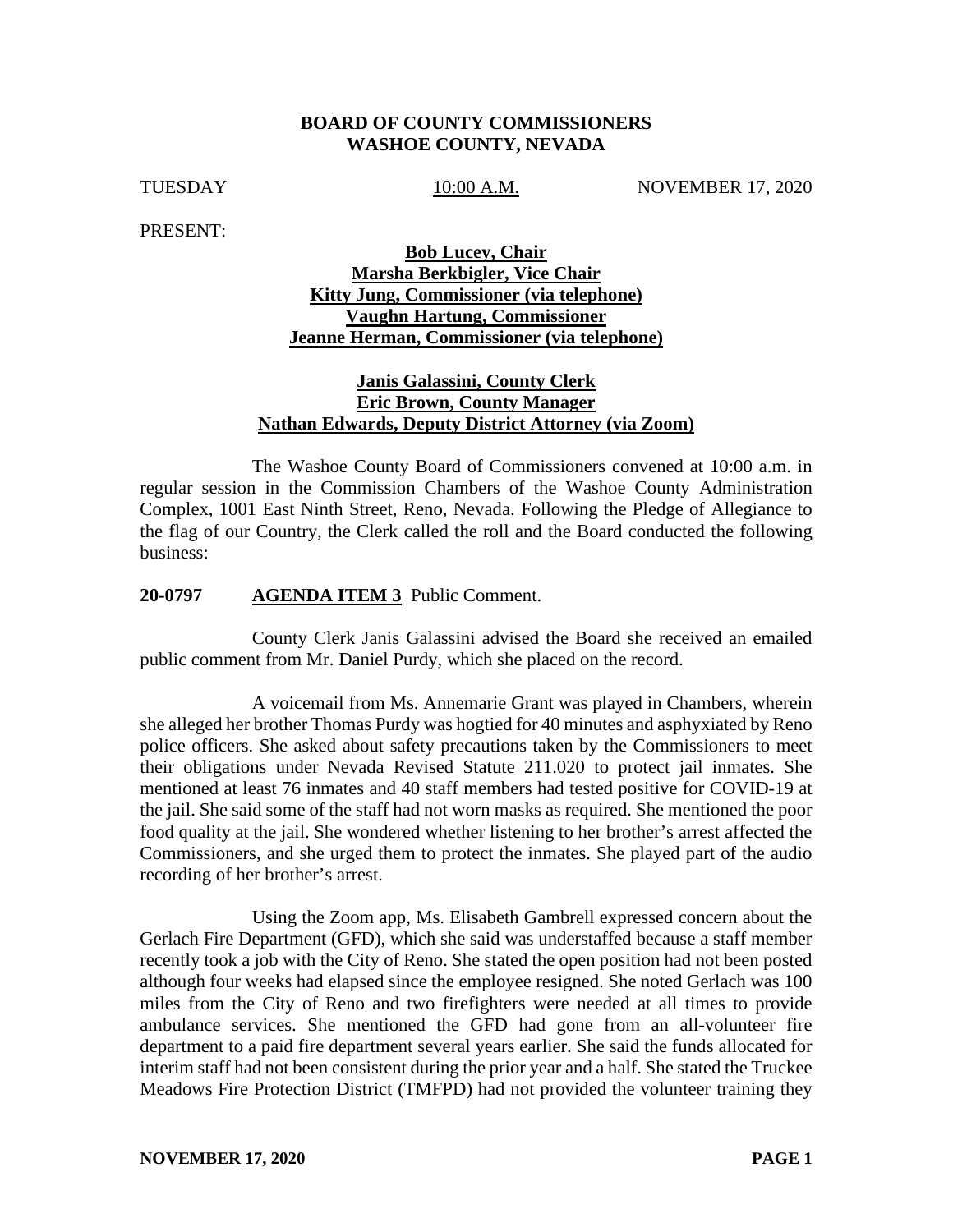**BOARD OF COUNTY COMMISSIONERS**
**WASHOE COUNTY, NEVADA**

TUESDAY 10:00 A.M. NOVEMBER 17, 2020

PRESENT:

**Bob Lucey, Chair**
**Marsha Berkbigler, Vice Chair**
**Kitty Jung, Commissioner (via telephone)**
**Vaughn Hartung, Commissioner**
**Jeanne Herman, Commissioner (via telephone)**

**Janis Galassini, County Clerk**
**Eric Brown, County Manager**
**Nathan Edwards, Deputy District Attorney (via Zoom)**

The Washoe County Board of Commissioners convened at 10:00 a.m. in regular session in the Commission Chambers of the Washoe County Administration Complex, 1001 East Ninth Street, Reno, Nevada. Following the Pledge of Allegiance to the flag of our Country, the Clerk called the roll and the Board conducted the following business:

**20-0797 AGENDA ITEM 3** Public Comment.

County Clerk Janis Galassini advised the Board she received an emailed public comment from Mr. Daniel Purdy, which she placed on the record.

A voicemail from Ms. Annemarie Grant was played in Chambers, wherein she alleged her brother Thomas Purdy was hogtied for 40 minutes and asphyxiated by Reno police officers. She asked about safety precautions taken by the Commissioners to meet their obligations under Nevada Revised Statute 211.020 to protect jail inmates. She mentioned at least 76 inmates and 40 staff members had tested positive for COVID-19 at the jail. She said some of the staff had not worn masks as required. She mentioned the poor food quality at the jail. She wondered whether listening to her brother's arrest affected the Commissioners, and she urged them to protect the inmates. She played part of the audio recording of her brother's arrest.

Using the Zoom app, Ms. Elisabeth Gambrell expressed concern about the Gerlach Fire Department (GFD), which she said was understaffed because a staff member recently took a job with the City of Reno. She stated the open position had not been posted although four weeks had elapsed since the employee resigned. She noted Gerlach was 100 miles from the City of Reno and two firefighters were needed at all times to provide ambulance services. She mentioned the GFD had gone from an all-volunteer fire department to a paid fire department several years earlier. She said the funds allocated for interim staff had not been consistent during the prior year and a half. She stated the Truckee Meadows Fire Protection District (TMFPD) had not provided the volunteer training they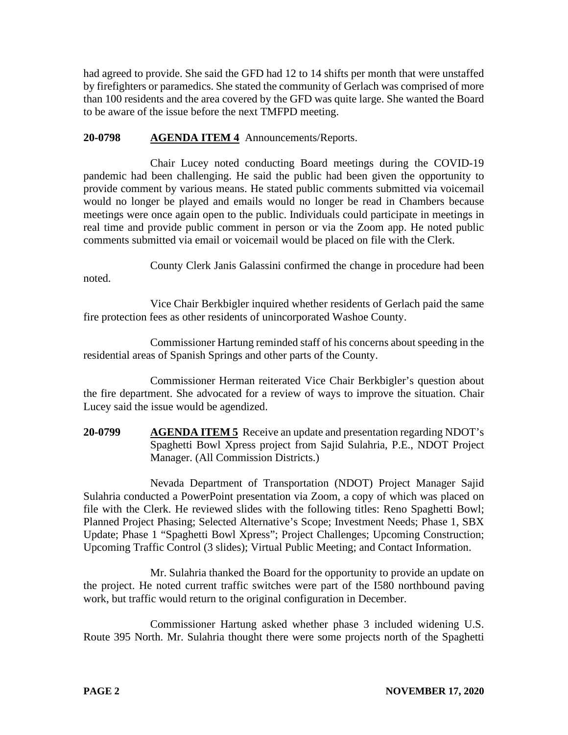had agreed to provide. She said the GFD had 12 to 14 shifts per month that were unstaffed by firefighters or paramedics. She stated the community of Gerlach was comprised of more than 100 residents and the area covered by the GFD was quite large. She wanted the Board to be aware of the issue before the next TMFPD meeting.

**20-0798 AGENDA ITEM 4** Announcements/Reports.

Chair Lucey noted conducting Board meetings during the COVID-19 pandemic had been challenging. He said the public had been given the opportunity to provide comment by various means. He stated public comments submitted via voicemail would no longer be played and emails would no longer be read in Chambers because meetings were once again open to the public. Individuals could participate in meetings in real time and provide public comment in person or via the Zoom app. He noted public comments submitted via email or voicemail would be placed on file with the Clerk.

County Clerk Janis Galassini confirmed the change in procedure had been noted.

Vice Chair Berkbigler inquired whether residents of Gerlach paid the same fire protection fees as other residents of unincorporated Washoe County.

Commissioner Hartung reminded staff of his concerns about speeding in the residential areas of Spanish Springs and other parts of the County.

Commissioner Herman reiterated Vice Chair Berkbigler's question about the fire department. She advocated for a review of ways to improve the situation. Chair Lucey said the issue would be agendized.

**20-0799 AGENDA ITEM 5** Receive an update and presentation regarding NDOT's Spaghetti Bowl Xpress project from Sajid Sulahria, P.E., NDOT Project Manager. (All Commission Districts.)

Nevada Department of Transportation (NDOT) Project Manager Sajid Sulahria conducted a PowerPoint presentation via Zoom, a copy of which was placed on file with the Clerk. He reviewed slides with the following titles: Reno Spaghetti Bowl; Planned Project Phasing; Selected Alternative's Scope; Investment Needs; Phase 1, SBX Update; Phase 1 "Spaghetti Bowl Xpress"; Project Challenges; Upcoming Construction; Upcoming Traffic Control (3 slides); Virtual Public Meeting; and Contact Information.

Mr. Sulahria thanked the Board for the opportunity to provide an update on the project. He noted current traffic switches were part of the I580 northbound paving work, but traffic would return to the original configuration in December.

Commissioner Hartung asked whether phase 3 included widening U.S. Route 395 North. Mr. Sulahria thought there were some projects north of the Spaghetti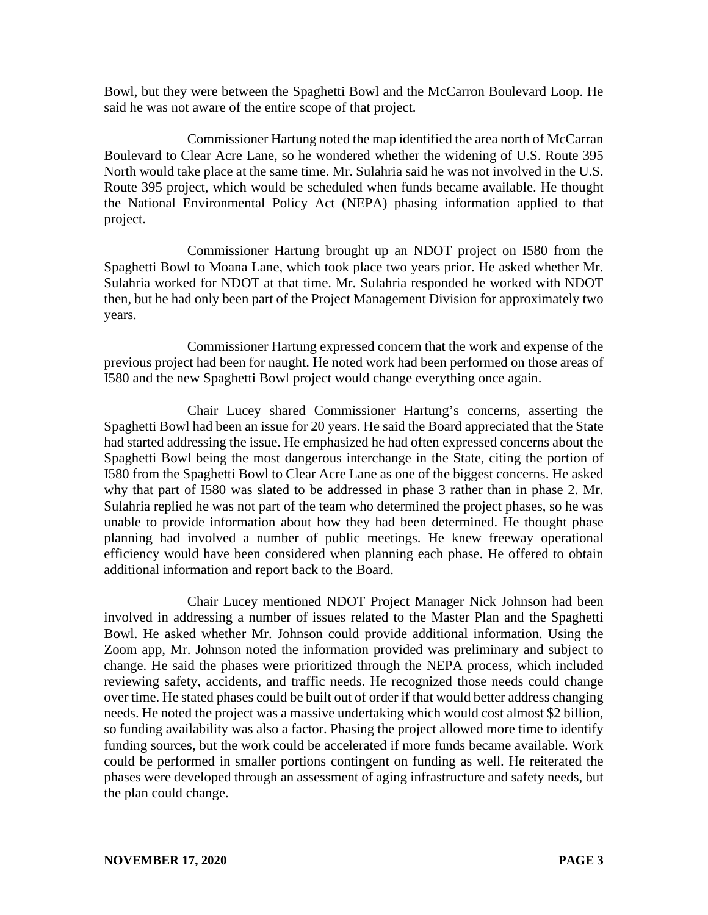Bowl, but they were between the Spaghetti Bowl and the McCarron Boulevard Loop. He said he was not aware of the entire scope of that project.

Commissioner Hartung noted the map identified the area north of McCarran Boulevard to Clear Acre Lane, so he wondered whether the widening of U.S. Route 395 North would take place at the same time. Mr. Sulahria said he was not involved in the U.S. Route 395 project, which would be scheduled when funds became available. He thought the National Environmental Policy Act (NEPA) phasing information applied to that project.

Commissioner Hartung brought up an NDOT project on I580 from the Spaghetti Bowl to Moana Lane, which took place two years prior. He asked whether Mr. Sulahria worked for NDOT at that time. Mr. Sulahria responded he worked with NDOT then, but he had only been part of the Project Management Division for approximately two years.

Commissioner Hartung expressed concern that the work and expense of the previous project had been for naught. He noted work had been performed on those areas of I580 and the new Spaghetti Bowl project would change everything once again.

Chair Lucey shared Commissioner Hartung's concerns, asserting the Spaghetti Bowl had been an issue for 20 years. He said the Board appreciated that the State had started addressing the issue. He emphasized he had often expressed concerns about the Spaghetti Bowl being the most dangerous interchange in the State, citing the portion of I580 from the Spaghetti Bowl to Clear Acre Lane as one of the biggest concerns. He asked why that part of I580 was slated to be addressed in phase 3 rather than in phase 2. Mr. Sulahria replied he was not part of the team who determined the project phases, so he was unable to provide information about how they had been determined. He thought phase planning had involved a number of public meetings. He knew freeway operational efficiency would have been considered when planning each phase. He offered to obtain additional information and report back to the Board.

Chair Lucey mentioned NDOT Project Manager Nick Johnson had been involved in addressing a number of issues related to the Master Plan and the Spaghetti Bowl. He asked whether Mr. Johnson could provide additional information. Using the Zoom app, Mr. Johnson noted the information provided was preliminary and subject to change. He said the phases were prioritized through the NEPA process, which included reviewing safety, accidents, and traffic needs. He recognized those needs could change over time. He stated phases could be built out of order if that would better address changing needs. He noted the project was a massive undertaking which would cost almost $2 billion, so funding availability was also a factor. Phasing the project allowed more time to identify funding sources, but the work could be accelerated if more funds became available. Work could be performed in smaller portions contingent on funding as well. He reiterated the phases were developed through an assessment of aging infrastructure and safety needs, but the plan could change.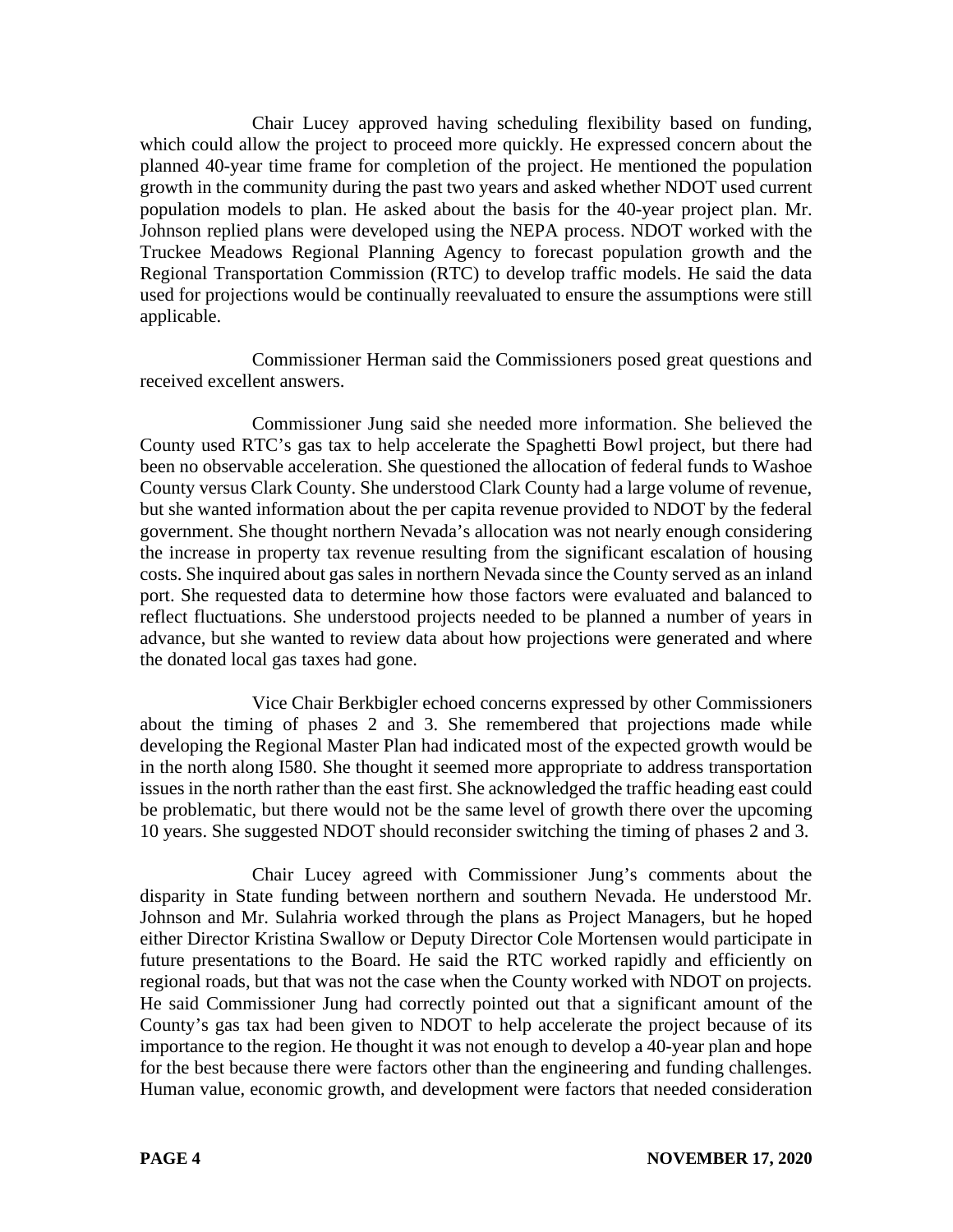Chair Lucey approved having scheduling flexibility based on funding, which could allow the project to proceed more quickly. He expressed concern about the planned 40-year time frame for completion of the project. He mentioned the population growth in the community during the past two years and asked whether NDOT used current population models to plan. He asked about the basis for the 40-year project plan. Mr. Johnson replied plans were developed using the NEPA process. NDOT worked with the Truckee Meadows Regional Planning Agency to forecast population growth and the Regional Transportation Commission (RTC) to develop traffic models. He said the data used for projections would be continually reevaluated to ensure the assumptions were still applicable.

Commissioner Herman said the Commissioners posed great questions and received excellent answers.

Commissioner Jung said she needed more information. She believed the County used RTC's gas tax to help accelerate the Spaghetti Bowl project, but there had been no observable acceleration. She questioned the allocation of federal funds to Washoe County versus Clark County. She understood Clark County had a large volume of revenue, but she wanted information about the per capita revenue provided to NDOT by the federal government. She thought northern Nevada's allocation was not nearly enough considering the increase in property tax revenue resulting from the significant escalation of housing costs. She inquired about gas sales in northern Nevada since the County served as an inland port. She requested data to determine how those factors were evaluated and balanced to reflect fluctuations. She understood projects needed to be planned a number of years in advance, but she wanted to review data about how projections were generated and where the donated local gas taxes had gone.

Vice Chair Berkbigler echoed concerns expressed by other Commissioners about the timing of phases 2 and 3. She remembered that projections made while developing the Regional Master Plan had indicated most of the expected growth would be in the north along I580. She thought it seemed more appropriate to address transportation issues in the north rather than the east first. She acknowledged the traffic heading east could be problematic, but there would not be the same level of growth there over the upcoming 10 years. She suggested NDOT should reconsider switching the timing of phases 2 and 3.

Chair Lucey agreed with Commissioner Jung's comments about the disparity in State funding between northern and southern Nevada. He understood Mr. Johnson and Mr. Sulahria worked through the plans as Project Managers, but he hoped either Director Kristina Swallow or Deputy Director Cole Mortensen would participate in future presentations to the Board. He said the RTC worked rapidly and efficiently on regional roads, but that was not the case when the County worked with NDOT on projects. He said Commissioner Jung had correctly pointed out that a significant amount of the County's gas tax had been given to NDOT to help accelerate the project because of its importance to the region. He thought it was not enough to develop a 40-year plan and hope for the best because there were factors other than the engineering and funding challenges. Human value, economic growth, and development were factors that needed consideration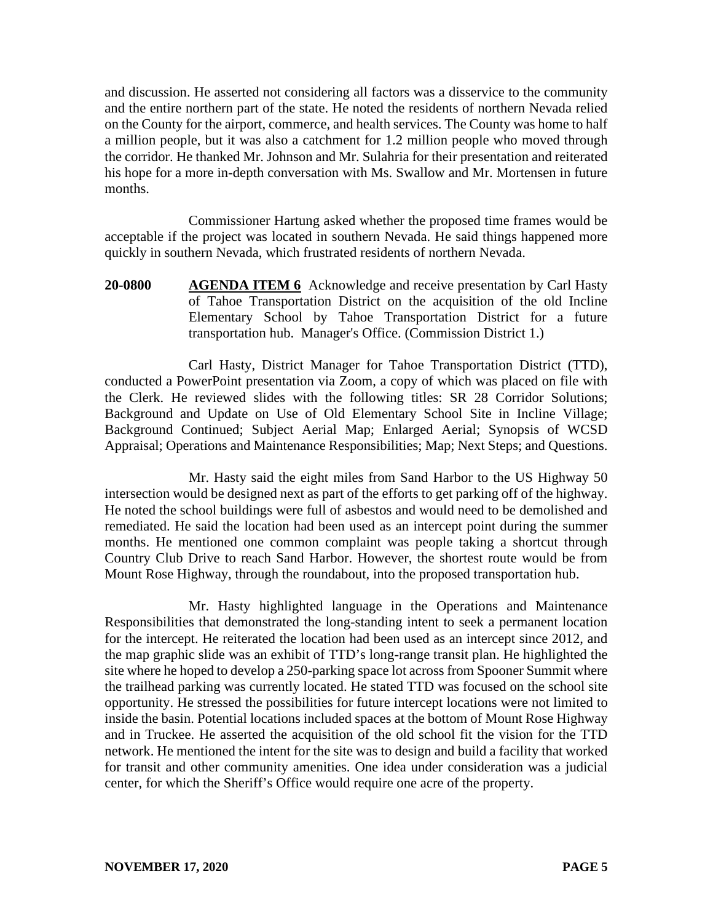and discussion. He asserted not considering all factors was a disservice to the community and the entire northern part of the state. He noted the residents of northern Nevada relied on the County for the airport, commerce, and health services. The County was home to half a million people, but it was also a catchment for 1.2 million people who moved through the corridor. He thanked Mr. Johnson and Mr. Sulahria for their presentation and reiterated his hope for a more in-depth conversation with Ms. Swallow and Mr. Mortensen in future months.

Commissioner Hartung asked whether the proposed time frames would be acceptable if the project was located in southern Nevada. He said things happened more quickly in southern Nevada, which frustrated residents of northern Nevada.

**20-0800** **AGENDA ITEM 6** Acknowledge and receive presentation by Carl Hasty of Tahoe Transportation District on the acquisition of the old Incline Elementary School by Tahoe Transportation District for a future transportation hub. Manager's Office. (Commission District 1.)

Carl Hasty, District Manager for Tahoe Transportation District (TTD), conducted a PowerPoint presentation via Zoom, a copy of which was placed on file with the Clerk. He reviewed slides with the following titles: SR 28 Corridor Solutions; Background and Update on Use of Old Elementary School Site in Incline Village; Background Continued; Subject Aerial Map; Enlarged Aerial; Synopsis of WCSD Appraisal; Operations and Maintenance Responsibilities; Map; Next Steps; and Questions.

Mr. Hasty said the eight miles from Sand Harbor to the US Highway 50 intersection would be designed next as part of the efforts to get parking off of the highway. He noted the school buildings were full of asbestos and would need to be demolished and remediated. He said the location had been used as an intercept point during the summer months. He mentioned one common complaint was people taking a shortcut through Country Club Drive to reach Sand Harbor. However, the shortest route would be from Mount Rose Highway, through the roundabout, into the proposed transportation hub.

Mr. Hasty highlighted language in the Operations and Maintenance Responsibilities that demonstrated the long-standing intent to seek a permanent location for the intercept. He reiterated the location had been used as an intercept since 2012, and the map graphic slide was an exhibit of TTD's long-range transit plan. He highlighted the site where he hoped to develop a 250-parking space lot across from Spooner Summit where the trailhead parking was currently located. He stated TTD was focused on the school site opportunity. He stressed the possibilities for future intercept locations were not limited to inside the basin. Potential locations included spaces at the bottom of Mount Rose Highway and in Truckee. He asserted the acquisition of the old school fit the vision for the TTD network. He mentioned the intent for the site was to design and build a facility that worked for transit and other community amenities. One idea under consideration was a judicial center, for which the Sheriff's Office would require one acre of the property.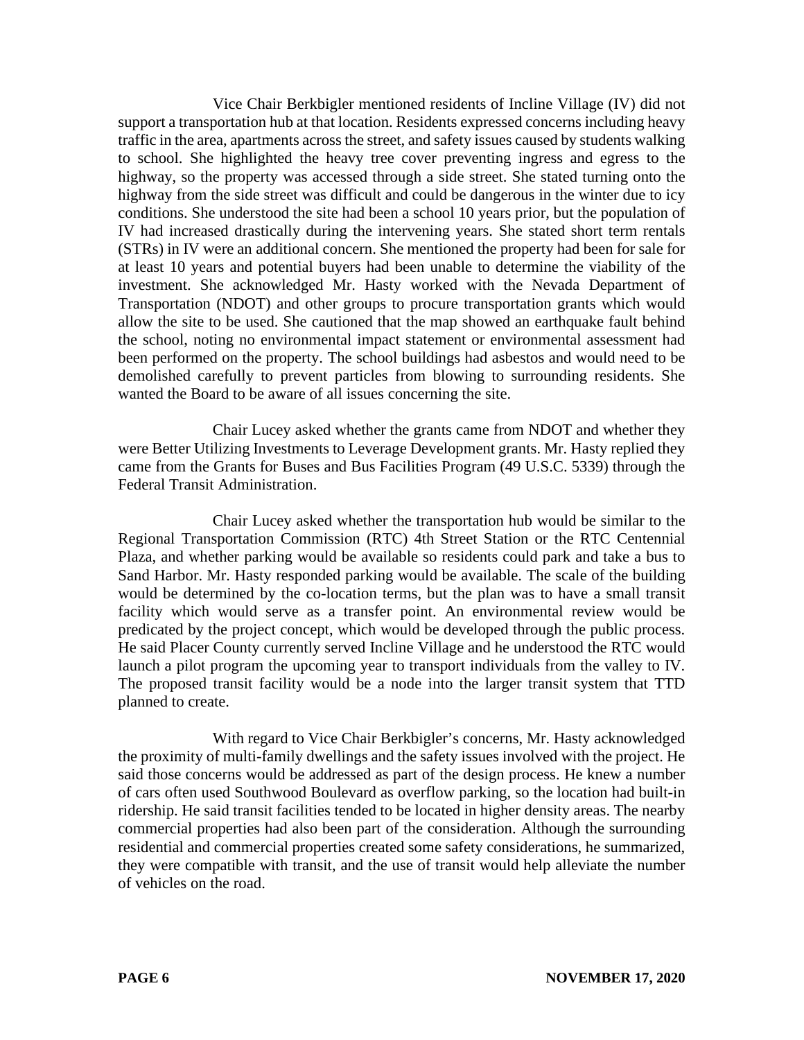Vice Chair Berkbigler mentioned residents of Incline Village (IV) did not support a transportation hub at that location. Residents expressed concerns including heavy traffic in the area, apartments across the street, and safety issues caused by students walking to school. She highlighted the heavy tree cover preventing ingress and egress to the highway, so the property was accessed through a side street. She stated turning onto the highway from the side street was difficult and could be dangerous in the winter due to icy conditions. She understood the site had been a school 10 years prior, but the population of IV had increased drastically during the intervening years. She stated short term rentals (STRs) in IV were an additional concern. She mentioned the property had been for sale for at least 10 years and potential buyers had been unable to determine the viability of the investment. She acknowledged Mr. Hasty worked with the Nevada Department of Transportation (NDOT) and other groups to procure transportation grants which would allow the site to be used. She cautioned that the map showed an earthquake fault behind the school, noting no environmental impact statement or environmental assessment had been performed on the property. The school buildings had asbestos and would need to be demolished carefully to prevent particles from blowing to surrounding residents. She wanted the Board to be aware of all issues concerning the site.

Chair Lucey asked whether the grants came from NDOT and whether they were Better Utilizing Investments to Leverage Development grants. Mr. Hasty replied they came from the Grants for Buses and Bus Facilities Program (49 U.S.C. 5339) through the Federal Transit Administration.

Chair Lucey asked whether the transportation hub would be similar to the Regional Transportation Commission (RTC) 4th Street Station or the RTC Centennial Plaza, and whether parking would be available so residents could park and take a bus to Sand Harbor. Mr. Hasty responded parking would be available. The scale of the building would be determined by the co-location terms, but the plan was to have a small transit facility which would serve as a transfer point. An environmental review would be predicated by the project concept, which would be developed through the public process. He said Placer County currently served Incline Village and he understood the RTC would launch a pilot program the upcoming year to transport individuals from the valley to IV. The proposed transit facility would be a node into the larger transit system that TTD planned to create.

With regard to Vice Chair Berkbigler's concerns, Mr. Hasty acknowledged the proximity of multi-family dwellings and the safety issues involved with the project. He said those concerns would be addressed as part of the design process. He knew a number of cars often used Southwood Boulevard as overflow parking, so the location had built-in ridership. He said transit facilities tended to be located in higher density areas. The nearby commercial properties had also been part of the consideration. Although the surrounding residential and commercial properties created some safety considerations, he summarized, they were compatible with transit, and the use of transit would help alleviate the number of vehicles on the road.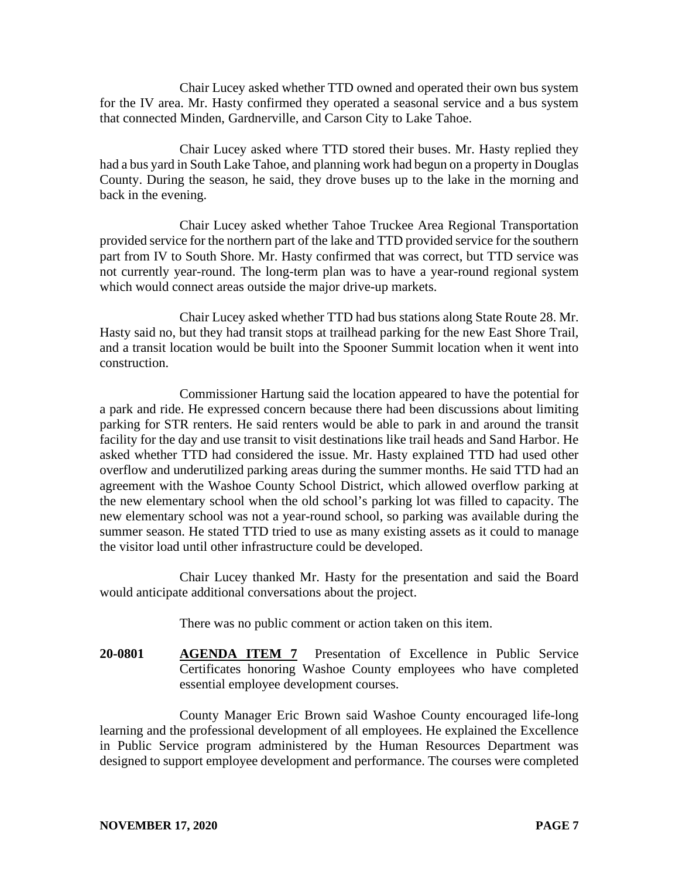Chair Lucey asked whether TTD owned and operated their own bus system for the IV area. Mr. Hasty confirmed they operated a seasonal service and a bus system that connected Minden, Gardnerville, and Carson City to Lake Tahoe.

Chair Lucey asked where TTD stored their buses. Mr. Hasty replied they had a bus yard in South Lake Tahoe, and planning work had begun on a property in Douglas County. During the season, he said, they drove buses up to the lake in the morning and back in the evening.

Chair Lucey asked whether Tahoe Truckee Area Regional Transportation provided service for the northern part of the lake and TTD provided service for the southern part from IV to South Shore. Mr. Hasty confirmed that was correct, but TTD service was not currently year-round. The long-term plan was to have a year-round regional system which would connect areas outside the major drive-up markets.

Chair Lucey asked whether TTD had bus stations along State Route 28. Mr. Hasty said no, but they had transit stops at trailhead parking for the new East Shore Trail, and a transit location would be built into the Spooner Summit location when it went into construction.

Commissioner Hartung said the location appeared to have the potential for a park and ride. He expressed concern because there had been discussions about limiting parking for STR renters. He said renters would be able to park in and around the transit facility for the day and use transit to visit destinations like trail heads and Sand Harbor. He asked whether TTD had considered the issue. Mr. Hasty explained TTD had used other overflow and underutilized parking areas during the summer months. He said TTD had an agreement with the Washoe County School District, which allowed overflow parking at the new elementary school when the old school's parking lot was filled to capacity. The new elementary school was not a year-round school, so parking was available during the summer season. He stated TTD tried to use as many existing assets as it could to manage the visitor load until other infrastructure could be developed.

Chair Lucey thanked Mr. Hasty for the presentation and said the Board would anticipate additional conversations about the project.

There was no public comment or action taken on this item.

**20-0801** **AGENDA ITEM 7** Presentation of Excellence in Public Service Certificates honoring Washoe County employees who have completed essential employee development courses.

County Manager Eric Brown said Washoe County encouraged life-long learning and the professional development of all employees. He explained the Excellence in Public Service program administered by the Human Resources Department was designed to support employee development and performance. The courses were completed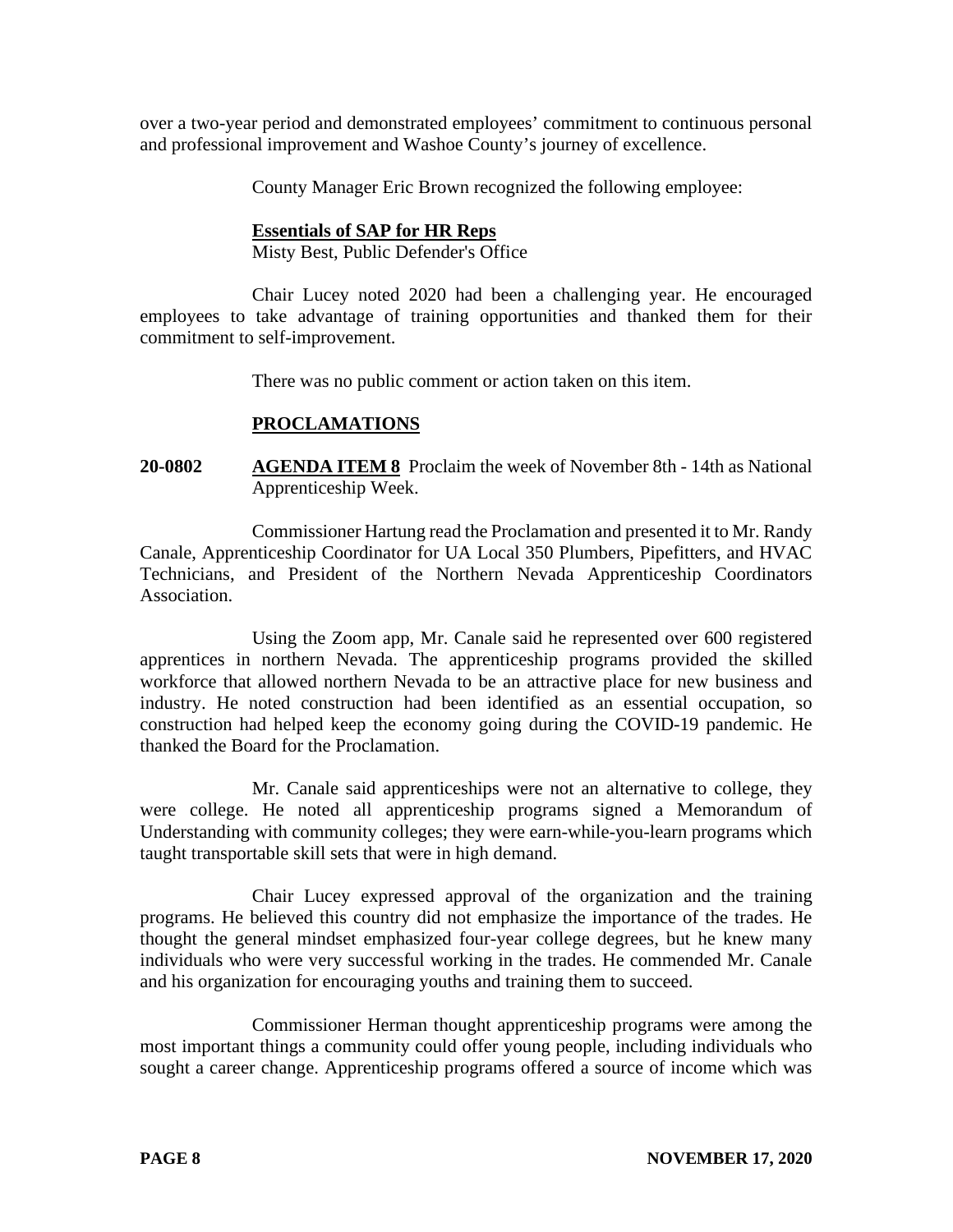over a two-year period and demonstrated employees' commitment to continuous personal and professional improvement and Washoe County's journey of excellence.

County Manager Eric Brown recognized the following employee:

**Essentials of SAP for HR Reps**
Misty Best, Public Defender's Office

Chair Lucey noted 2020 had been a challenging year. He encouraged employees to take advantage of training opportunities and thanked them for their commitment to self-improvement.

There was no public comment or action taken on this item.

## PROCLAMATIONS

**20-0802** **AGENDA ITEM 8** Proclaim the week of November 8th - 14th as National Apprenticeship Week.

Commissioner Hartung read the Proclamation and presented it to Mr. Randy Canale, Apprenticeship Coordinator for UA Local 350 Plumbers, Pipefitters, and HVAC Technicians, and President of the Northern Nevada Apprenticeship Coordinators Association.

Using the Zoom app, Mr. Canale said he represented over 600 registered apprentices in northern Nevada. The apprenticeship programs provided the skilled workforce that allowed northern Nevada to be an attractive place for new business and industry. He noted construction had been identified as an essential occupation, so construction had helped keep the economy going during the COVID-19 pandemic. He thanked the Board for the Proclamation.

Mr. Canale said apprenticeships were not an alternative to college, they were college. He noted all apprenticeship programs signed a Memorandum of Understanding with community colleges; they were earn-while-you-learn programs which taught transportable skill sets that were in high demand.

Chair Lucey expressed approval of the organization and the training programs. He believed this country did not emphasize the importance of the trades. He thought the general mindset emphasized four-year college degrees, but he knew many individuals who were very successful working in the trades. He commended Mr. Canale and his organization for encouraging youths and training them to succeed.

Commissioner Herman thought apprenticeship programs were among the most important things a community could offer young people, including individuals who sought a career change. Apprenticeship programs offered a source of income which was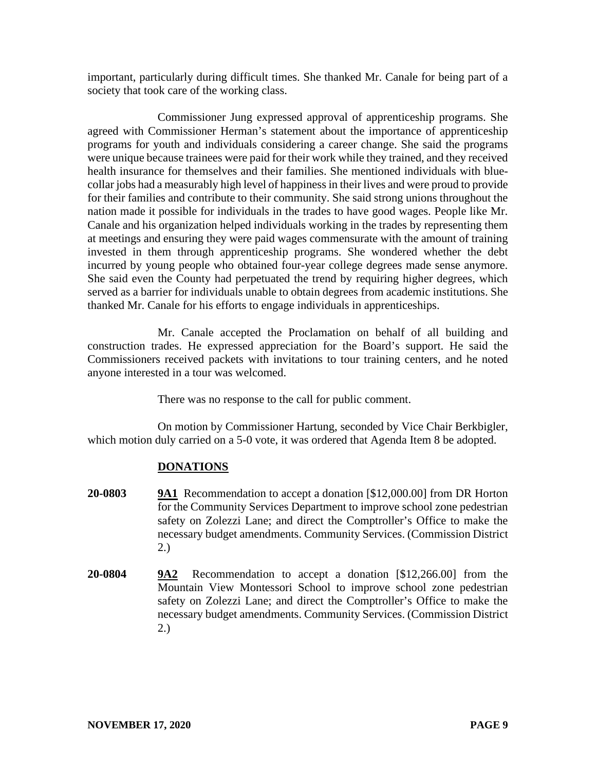important, particularly during difficult times. She thanked Mr. Canale for being part of a society that took care of the working class.

Commissioner Jung expressed approval of apprenticeship programs. She agreed with Commissioner Herman's statement about the importance of apprenticeship programs for youth and individuals considering a career change. She said the programs were unique because trainees were paid for their work while they trained, and they received health insurance for themselves and their families. She mentioned individuals with blue-collar jobs had a measurably high level of happiness in their lives and were proud to provide for their families and contribute to their community. She said strong unions throughout the nation made it possible for individuals in the trades to have good wages. People like Mr. Canale and his organization helped individuals working in the trades by representing them at meetings and ensuring they were paid wages commensurate with the amount of training invested in them through apprenticeship programs. She wondered whether the debt incurred by young people who obtained four-year college degrees made sense anymore. She said even the County had perpetuated the trend by requiring higher degrees, which served as a barrier for individuals unable to obtain degrees from academic institutions. She thanked Mr. Canale for his efforts to engage individuals in apprenticeships.

Mr. Canale accepted the Proclamation on behalf of all building and construction trades. He expressed appreciation for the Board's support. He said the Commissioners received packets with invitations to tour training centers, and he noted anyone interested in a tour was welcomed.

There was no response to the call for public comment.

On motion by Commissioner Hartung, seconded by Vice Chair Berkbigler, which motion duly carried on a 5-0 vote, it was ordered that Agenda Item 8 be adopted.

## DONATIONS

**20-0803** **9A1** Recommendation to accept a donation [$12,000.00] from DR Horton for the Community Services Department to improve school zone pedestrian safety on Zolezzi Lane; and direct the Comptroller's Office to make the necessary budget amendments. Community Services. (Commission District 2.)

**20-0804** **9A2** Recommendation to accept a donation [$12,266.00] from the Mountain View Montessori School to improve school zone pedestrian safety on Zolezzi Lane; and direct the Comptroller's Office to make the necessary budget amendments. Community Services. (Commission District 2.)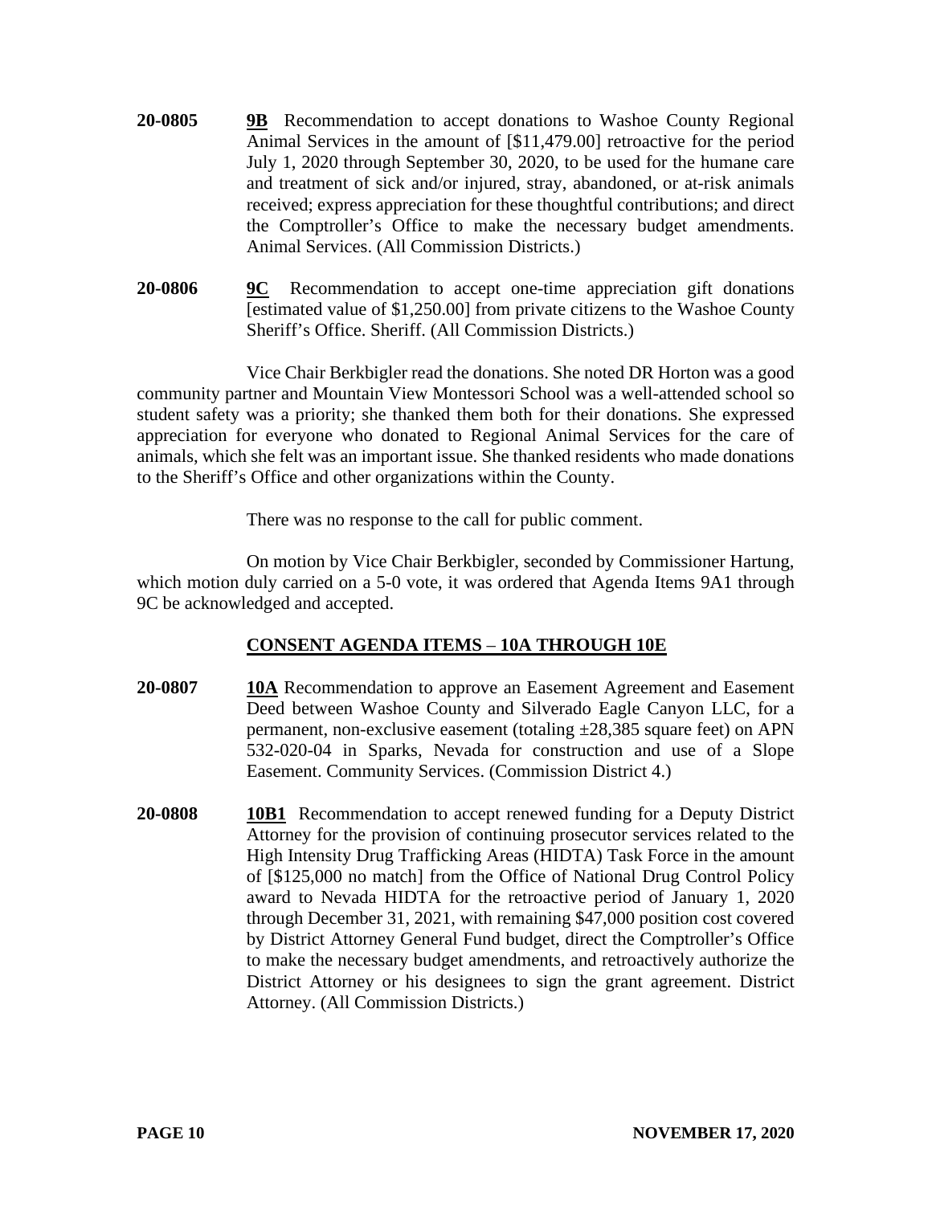**20-0805** **9B** Recommendation to accept donations to Washoe County Regional Animal Services in the amount of [$11,479.00] retroactive for the period July 1, 2020 through September 30, 2020, to be used for the humane care and treatment of sick and/or injured, stray, abandoned, or at-risk animals received; express appreciation for these thoughtful contributions; and direct the Comptroller's Office to make the necessary budget amendments. Animal Services. (All Commission Districts.)

**20-0806** **9C** Recommendation to accept one-time appreciation gift donations [estimated value of $1,250.00] from private citizens to the Washoe County Sheriff's Office. Sheriff. (All Commission Districts.)

Vice Chair Berkbigler read the donations. She noted DR Horton was a good community partner and Mountain View Montessori School was a well-attended school so student safety was a priority; she thanked them both for their donations. She expressed appreciation for everyone who donated to Regional Animal Services for the care of animals, which she felt was an important issue. She thanked residents who made donations to the Sheriff's Office and other organizations within the County.

There was no response to the call for public comment.

On motion by Vice Chair Berkbigler, seconded by Commissioner Hartung, which motion duly carried on a 5-0 vote, it was ordered that Agenda Items 9A1 through 9C be acknowledged and accepted.

## CONSENT AGENDA ITEMS – 10A THROUGH 10E

**20-0807** **10A** Recommendation to approve an Easement Agreement and Easement Deed between Washoe County and Silverado Eagle Canyon LLC, for a permanent, non-exclusive easement (totaling ±28,385 square feet) on APN 532-020-04 in Sparks, Nevada for construction and use of a Slope Easement. Community Services. (Commission District 4.)

**20-0808** **10B1** Recommendation to accept renewed funding for a Deputy District Attorney for the provision of continuing prosecutor services related to the High Intensity Drug Trafficking Areas (HIDTA) Task Force in the amount of [$125,000 no match] from the Office of National Drug Control Policy award to Nevada HIDTA for the retroactive period of January 1, 2020 through December 31, 2021, with remaining $47,000 position cost covered by District Attorney General Fund budget, direct the Comptroller's Office to make the necessary budget amendments, and retroactively authorize the District Attorney or his designees to sign the grant agreement. District Attorney. (All Commission Districts.)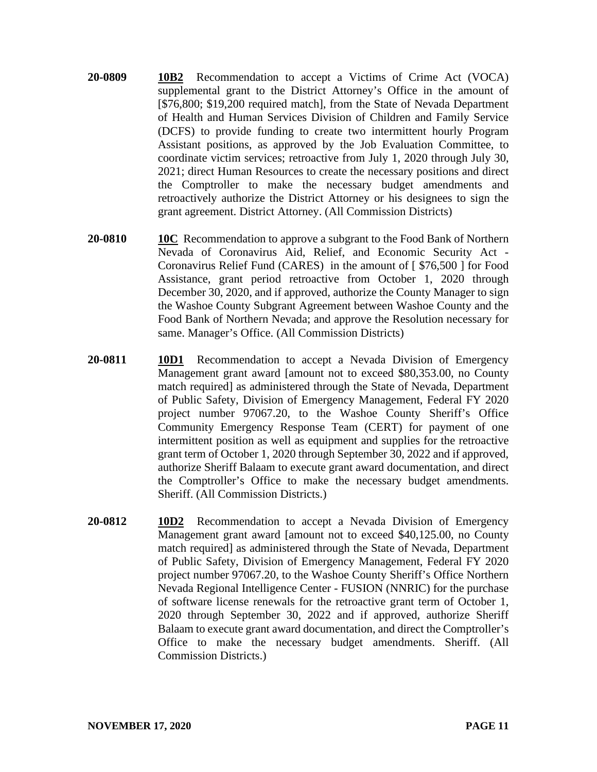**20-0809** **10B2** Recommendation to accept a Victims of Crime Act (VOCA) supplemental grant to the District Attorney's Office in the amount of [$76,800; $19,200 required match], from the State of Nevada Department of Health and Human Services Division of Children and Family Service (DCFS) to provide funding to create two intermittent hourly Program Assistant positions, as approved by the Job Evaluation Committee, to coordinate victim services; retroactive from July 1, 2020 through July 30, 2021; direct Human Resources to create the necessary positions and direct the Comptroller to make the necessary budget amendments and retroactively authorize the District Attorney or his designees to sign the grant agreement. District Attorney. (All Commission Districts)

**20-0810** **10C** Recommendation to approve a subgrant to the Food Bank of Northern Nevada of Coronavirus Aid, Relief, and Economic Security Act - Coronavirus Relief Fund (CARES) in the amount of [ $76,500 ] for Food Assistance, grant period retroactive from October 1, 2020 through December 30, 2020, and if approved, authorize the County Manager to sign the Washoe County Subgrant Agreement between Washoe County and the Food Bank of Northern Nevada; and approve the Resolution necessary for same. Manager's Office. (All Commission Districts)

**20-0811** **10D1** Recommendation to accept a Nevada Division of Emergency Management grant award [amount not to exceed $80,353.00, no County match required] as administered through the State of Nevada, Department of Public Safety, Division of Emergency Management, Federal FY 2020 project number 97067.20, to the Washoe County Sheriff's Office Community Emergency Response Team (CERT) for payment of one intermittent position as well as equipment and supplies for the retroactive grant term of October 1, 2020 through September 30, 2022 and if approved, authorize Sheriff Balaam to execute grant award documentation, and direct the Comptroller's Office to make the necessary budget amendments. Sheriff. (All Commission Districts.)

**20-0812** **10D2** Recommendation to accept a Nevada Division of Emergency Management grant award [amount not to exceed $40,125.00, no County match required] as administered through the State of Nevada, Department of Public Safety, Division of Emergency Management, Federal FY 2020 project number 97067.20, to the Washoe County Sheriff's Office Northern Nevada Regional Intelligence Center - FUSION (NNRIC) for the purchase of software license renewals for the retroactive grant term of October 1, 2020 through September 30, 2022 and if approved, authorize Sheriff Balaam to execute grant award documentation, and direct the Comptroller's Office to make the necessary budget amendments. Sheriff. (All Commission Districts.)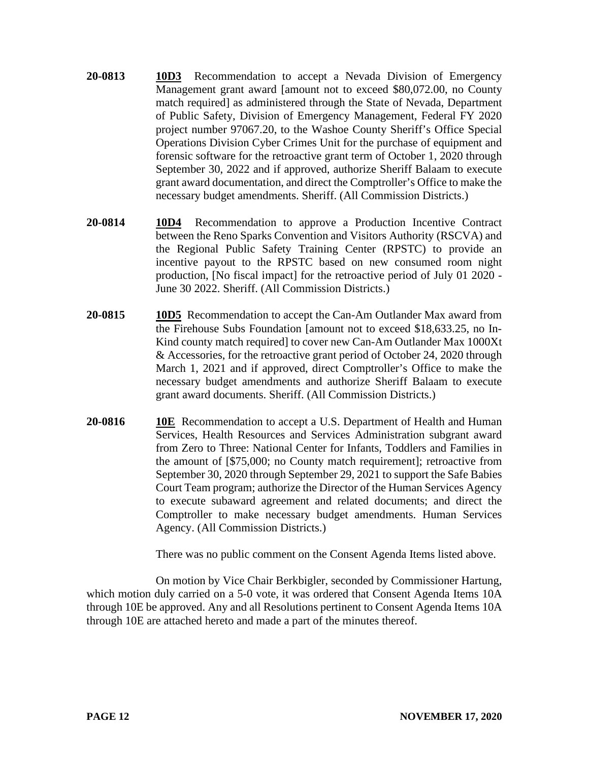**20-0813** **10D3** Recommendation to accept a Nevada Division of Emergency Management grant award [amount not to exceed $80,072.00, no County match required] as administered through the State of Nevada, Department of Public Safety, Division of Emergency Management, Federal FY 2020 project number 97067.20, to the Washoe County Sheriff's Office Special Operations Division Cyber Crimes Unit for the purchase of equipment and forensic software for the retroactive grant term of October 1, 2020 through September 30, 2022 and if approved, authorize Sheriff Balaam to execute grant award documentation, and direct the Comptroller's Office to make the necessary budget amendments. Sheriff. (All Commission Districts.)

**20-0814** **10D4** Recommendation to approve a Production Incentive Contract between the Reno Sparks Convention and Visitors Authority (RSCVA) and the Regional Public Safety Training Center (RPSTC) to provide an incentive payout to the RPSTC based on new consumed room night production, [No fiscal impact] for the retroactive period of July 01 2020 - June 30 2022. Sheriff. (All Commission Districts.)

**20-0815** **10D5** Recommendation to accept the Can-Am Outlander Max award from the Firehouse Subs Foundation [amount not to exceed $18,633.25, no In-Kind county match required] to cover new Can-Am Outlander Max 1000Xt & Accessories, for the retroactive grant period of October 24, 2020 through March 1, 2021 and if approved, direct Comptroller's Office to make the necessary budget amendments and authorize Sheriff Balaam to execute grant award documents. Sheriff. (All Commission Districts.)

**20-0816** **10E** Recommendation to accept a U.S. Department of Health and Human Services, Health Resources and Services Administration subgrant award from Zero to Three: National Center for Infants, Toddlers and Families in the amount of [$75,000; no County match requirement]; retroactive from September 30, 2020 through September 29, 2021 to support the Safe Babies Court Team program; authorize the Director of the Human Services Agency to execute subaward agreement and related documents; and direct the Comptroller to make necessary budget amendments. Human Services Agency. (All Commission Districts.)

There was no public comment on the Consent Agenda Items listed above.

On motion by Vice Chair Berkbigler, seconded by Commissioner Hartung, which motion duly carried on a 5-0 vote, it was ordered that Consent Agenda Items 10A through 10E be approved. Any and all Resolutions pertinent to Consent Agenda Items 10A through 10E are attached hereto and made a part of the minutes thereof.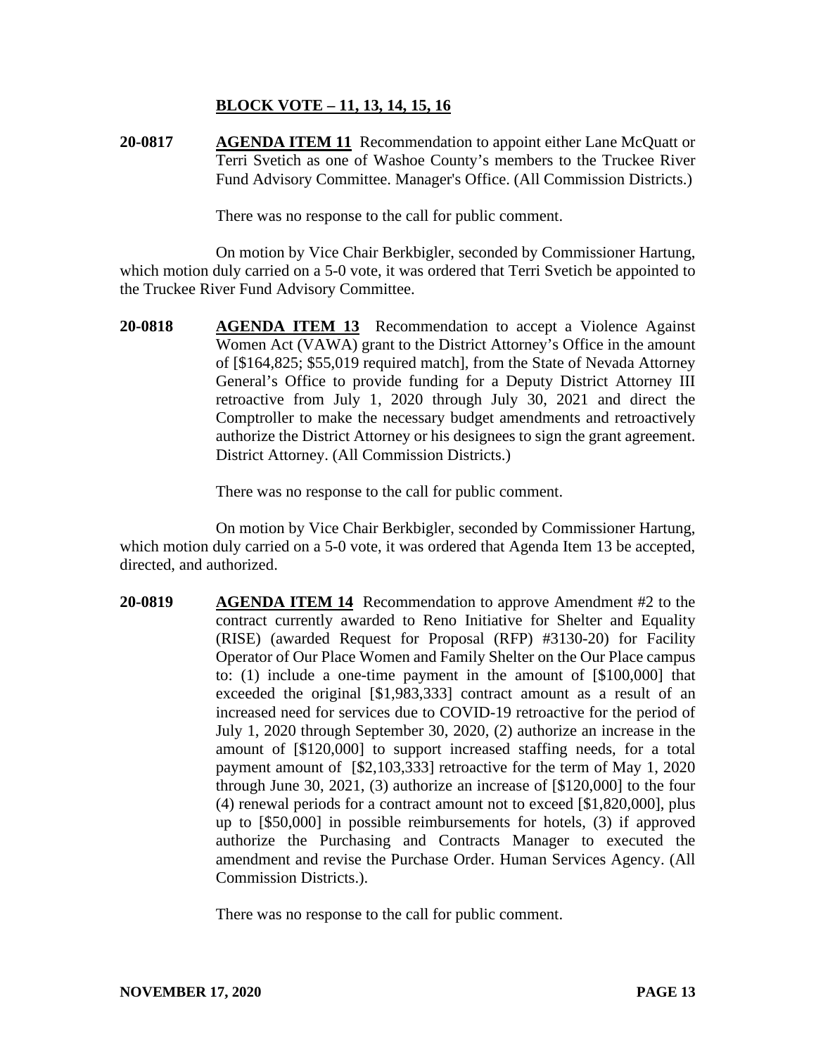**BLOCK VOTE – 11, 13, 14, 15, 16**

**20-0817** **AGENDA ITEM 11** Recommendation to appoint either Lane McQuatt or Terri Svetich as one of Washoe County's members to the Truckee River Fund Advisory Committee. Manager's Office. (All Commission Districts.)

There was no response to the call for public comment.

On motion by Vice Chair Berkbigler, seconded by Commissioner Hartung, which motion duly carried on a 5-0 vote, it was ordered that Terri Svetich be appointed to the Truckee River Fund Advisory Committee.

**20-0818** **AGENDA ITEM 13** Recommendation to accept a Violence Against Women Act (VAWA) grant to the District Attorney's Office in the amount of [$164,825; $55,019 required match], from the State of Nevada Attorney General's Office to provide funding for a Deputy District Attorney III retroactive from July 1, 2020 through July 30, 2021 and direct the Comptroller to make the necessary budget amendments and retroactively authorize the District Attorney or his designees to sign the grant agreement. District Attorney. (All Commission Districts.)

There was no response to the call for public comment.

On motion by Vice Chair Berkbigler, seconded by Commissioner Hartung, which motion duly carried on a 5-0 vote, it was ordered that Agenda Item 13 be accepted, directed, and authorized.

**20-0819** **AGENDA ITEM 14** Recommendation to approve Amendment #2 to the contract currently awarded to Reno Initiative for Shelter and Equality (RISE) (awarded Request for Proposal (RFP) #3130-20) for Facility Operator of Our Place Women and Family Shelter on the Our Place campus to: (1) include a one-time payment in the amount of [$100,000] that exceeded the original [$1,983,333] contract amount as a result of an increased need for services due to COVID-19 retroactive for the period of July 1, 2020 through September 30, 2020, (2) authorize an increase in the amount of [$120,000] to support increased staffing needs, for a total payment amount of [$2,103,333] retroactive for the term of May 1, 2020 through June 30, 2021, (3) authorize an increase of [$120,000] to the four (4) renewal periods for a contract amount not to exceed [$1,820,000], plus up to [$50,000] in possible reimbursements for hotels, (3) if approved authorize the Purchasing and Contracts Manager to executed the amendment and revise the Purchase Order. Human Services Agency. (All Commission Districts.).

There was no response to the call for public comment.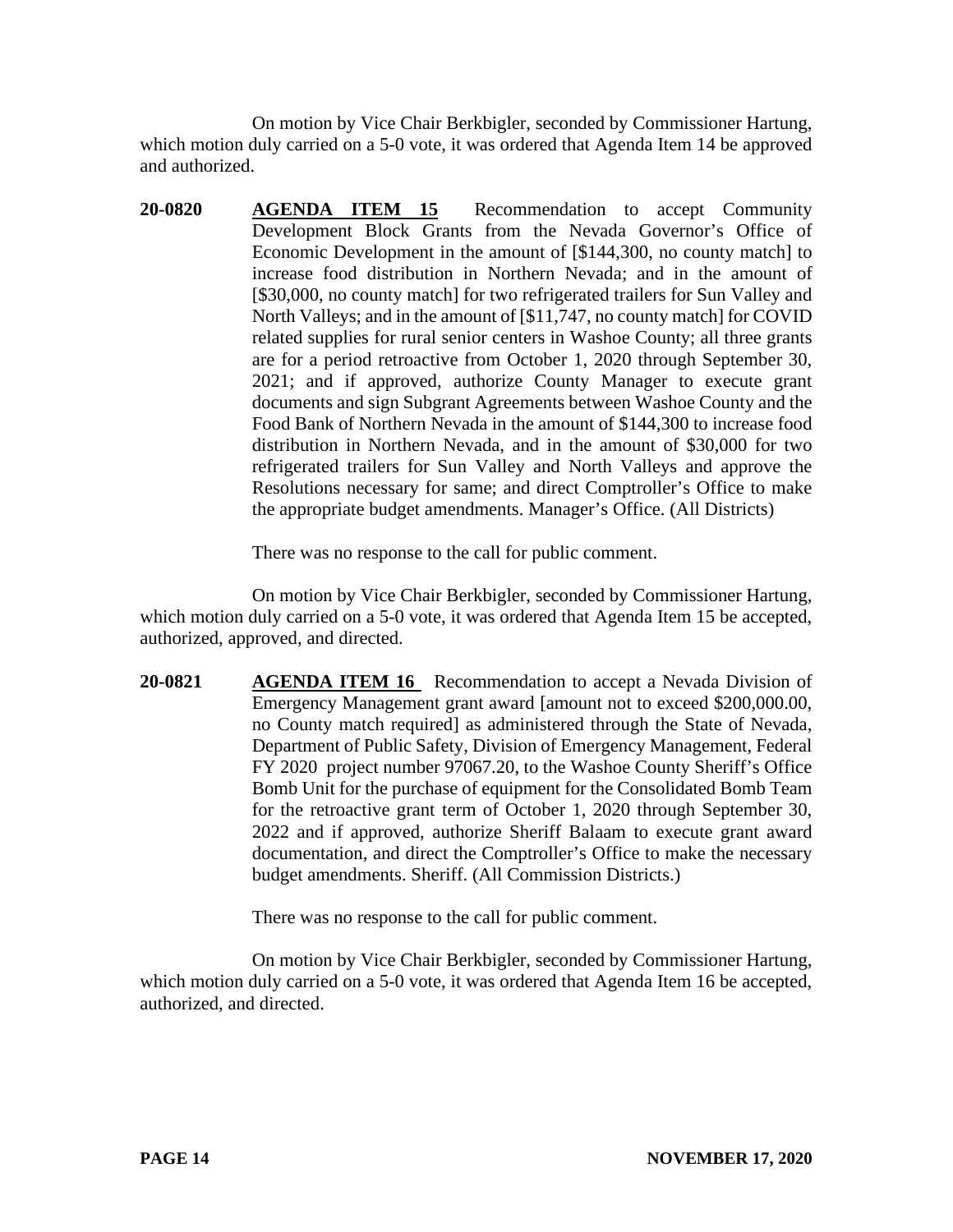On motion by Vice Chair Berkbigler, seconded by Commissioner Hartung, which motion duly carried on a 5-0 vote, it was ordered that Agenda Item 14 be approved and authorized.

**20-0820** **AGENDA ITEM 15** Recommendation to accept Community Development Block Grants from the Nevada Governor's Office of Economic Development in the amount of [$144,300, no county match] to increase food distribution in Northern Nevada; and in the amount of [$30,000, no county match] for two refrigerated trailers for Sun Valley and North Valleys; and in the amount of [$11,747, no county match] for COVID related supplies for rural senior centers in Washoe County; all three grants are for a period retroactive from October 1, 2020 through September 30, 2021; and if approved, authorize County Manager to execute grant documents and sign Subgrant Agreements between Washoe County and the Food Bank of Northern Nevada in the amount of $144,300 to increase food distribution in Northern Nevada, and in the amount of $30,000 for two refrigerated trailers for Sun Valley and North Valleys and approve the Resolutions necessary for same; and direct Comptroller's Office to make the appropriate budget amendments. Manager's Office. (All Districts)

There was no response to the call for public comment.

On motion by Vice Chair Berkbigler, seconded by Commissioner Hartung, which motion duly carried on a 5-0 vote, it was ordered that Agenda Item 15 be accepted, authorized, approved, and directed.

**20-0821** **AGENDA ITEM 16** Recommendation to accept a Nevada Division of Emergency Management grant award [amount not to exceed $200,000.00, no County match required] as administered through the State of Nevada, Department of Public Safety, Division of Emergency Management, Federal FY 2020 project number 97067.20, to the Washoe County Sheriff's Office Bomb Unit for the purchase of equipment for the Consolidated Bomb Team for the retroactive grant term of October 1, 2020 through September 30, 2022 and if approved, authorize Sheriff Balaam to execute grant award documentation, and direct the Comptroller's Office to make the necessary budget amendments. Sheriff. (All Commission Districts.)

There was no response to the call for public comment.

On motion by Vice Chair Berkbigler, seconded by Commissioner Hartung, which motion duly carried on a 5-0 vote, it was ordered that Agenda Item 16 be accepted, authorized, and directed.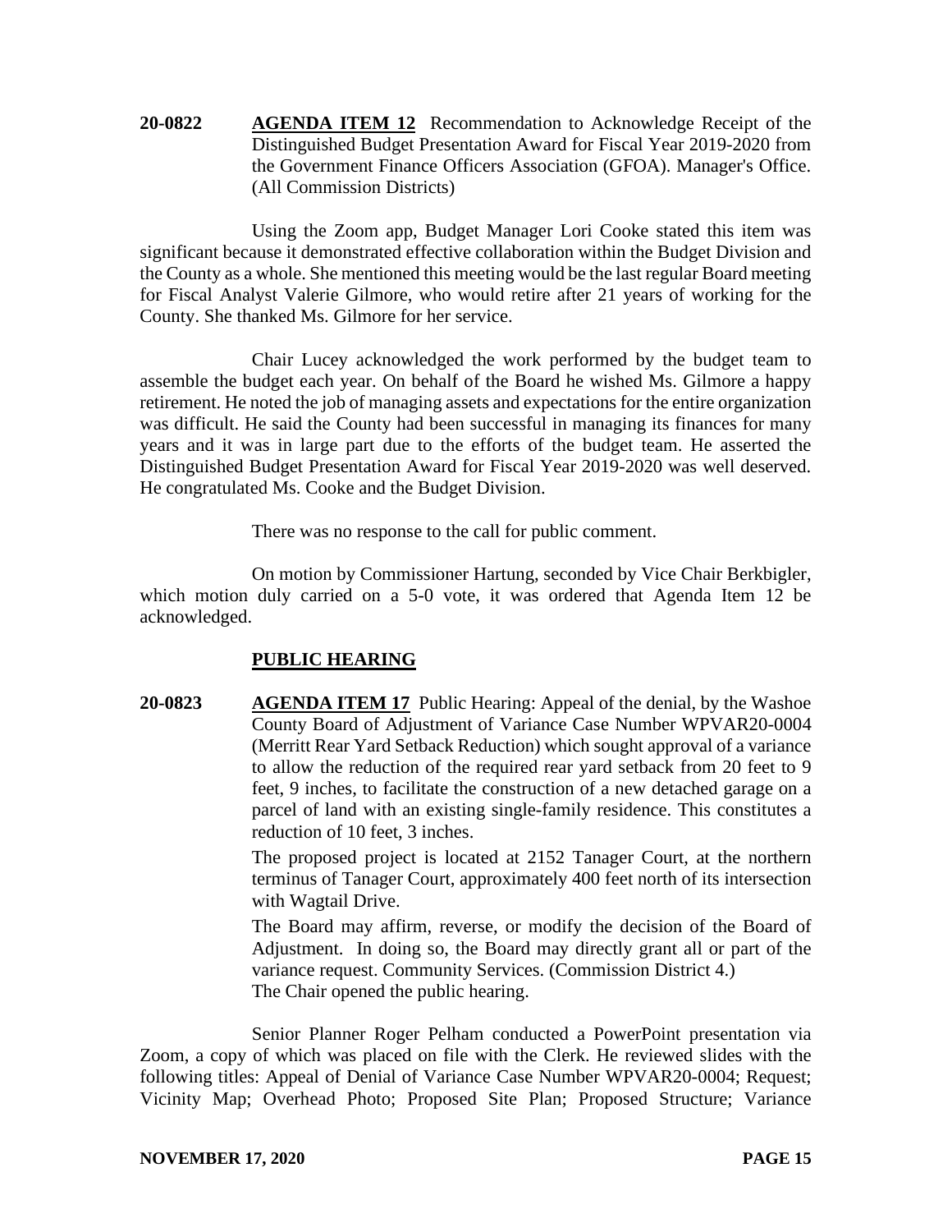**20-0822** **AGENDA ITEM 12** Recommendation to Acknowledge Receipt of the Distinguished Budget Presentation Award for Fiscal Year 2019-2020 from the Government Finance Officers Association (GFOA). Manager's Office. (All Commission Districts)

Using the Zoom app, Budget Manager Lori Cooke stated this item was significant because it demonstrated effective collaboration within the Budget Division and the County as a whole. She mentioned this meeting would be the last regular Board meeting for Fiscal Analyst Valerie Gilmore, who would retire after 21 years of working for the County. She thanked Ms. Gilmore for her service.

Chair Lucey acknowledged the work performed by the budget team to assemble the budget each year. On behalf of the Board he wished Ms. Gilmore a happy retirement. He noted the job of managing assets and expectations for the entire organization was difficult. He said the County had been successful in managing its finances for many years and it was in large part due to the efforts of the budget team. He asserted the Distinguished Budget Presentation Award for Fiscal Year 2019-2020 was well deserved. He congratulated Ms. Cooke and the Budget Division.

There was no response to the call for public comment.

On motion by Commissioner Hartung, seconded by Vice Chair Berkbigler, which motion duly carried on a 5-0 vote, it was ordered that Agenda Item 12 be acknowledged.

## PUBLIC HEARING

**20-0823** **AGENDA ITEM 17** Public Hearing: Appeal of the denial, by the Washoe County Board of Adjustment of Variance Case Number WPVAR20-0004 (Merritt Rear Yard Setback Reduction) which sought approval of a variance to allow the reduction of the required rear yard setback from 20 feet to 9 feet, 9 inches, to facilitate the construction of a new detached garage on a parcel of land with an existing single-family residence. This constitutes a reduction of 10 feet, 3 inches.

The proposed project is located at 2152 Tanager Court, at the northern terminus of Tanager Court, approximately 400 feet north of its intersection with Wagtail Drive.

The Board may affirm, reverse, or modify the decision of the Board of Adjustment. In doing so, the Board may directly grant all or part of the variance request. Community Services. (Commission District 4.)

The Chair opened the public hearing.

Senior Planner Roger Pelham conducted a PowerPoint presentation via Zoom, a copy of which was placed on file with the Clerk. He reviewed slides with the following titles: Appeal of Denial of Variance Case Number WPVAR20-0004; Request; Vicinity Map; Overhead Photo; Proposed Site Plan; Proposed Structure; Variance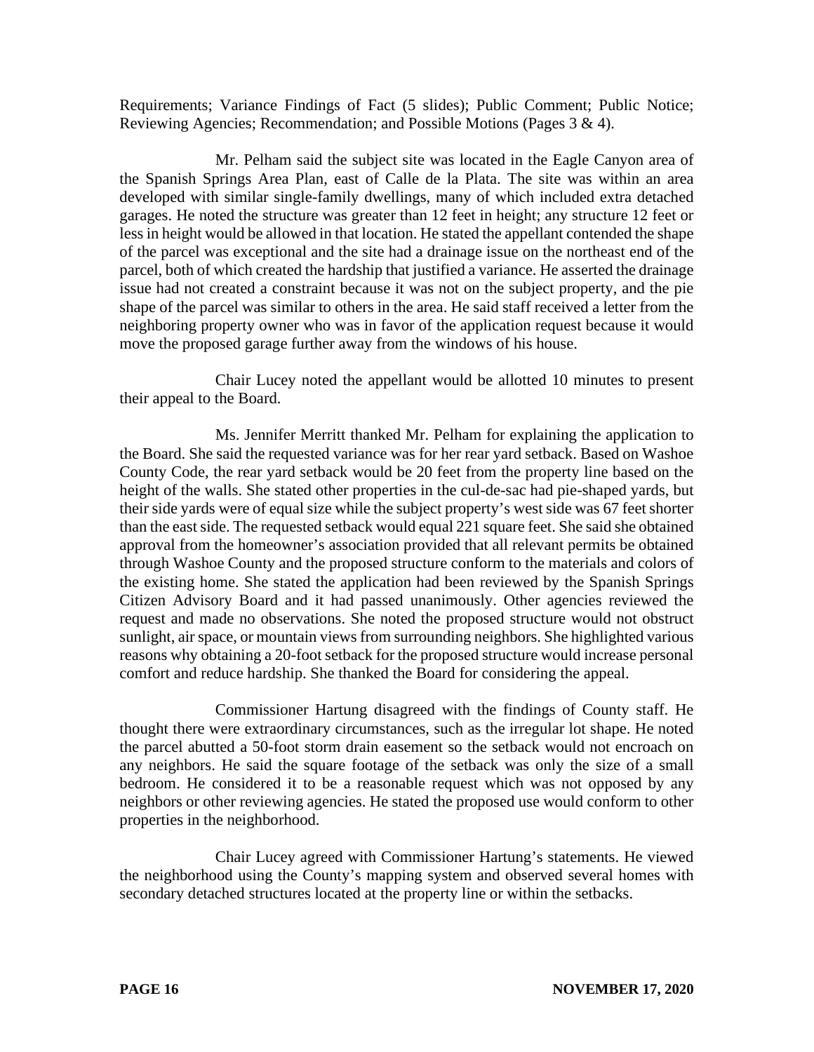Requirements; Variance Findings of Fact (5 slides); Public Comment; Public Notice; Reviewing Agencies; Recommendation; and Possible Motions (Pages 3 & 4).

Mr. Pelham said the subject site was located in the Eagle Canyon area of the Spanish Springs Area Plan, east of Calle de la Plata. The site was within an area developed with similar single-family dwellings, many of which included extra detached garages. He noted the structure was greater than 12 feet in height; any structure 12 feet or less in height would be allowed in that location. He stated the appellant contended the shape of the parcel was exceptional and the site had a drainage issue on the northeast end of the parcel, both of which created the hardship that justified a variance. He asserted the drainage issue had not created a constraint because it was not on the subject property, and the pie shape of the parcel was similar to others in the area. He said staff received a letter from the neighboring property owner who was in favor of the application request because it would move the proposed garage further away from the windows of his house.

Chair Lucey noted the appellant would be allotted 10 minutes to present their appeal to the Board.

Ms. Jennifer Merritt thanked Mr. Pelham for explaining the application to the Board. She said the requested variance was for her rear yard setback. Based on Washoe County Code, the rear yard setback would be 20 feet from the property line based on the height of the walls. She stated other properties in the cul-de-sac had pie-shaped yards, but their side yards were of equal size while the subject property's west side was 67 feet shorter than the east side. The requested setback would equal 221 square feet. She said she obtained approval from the homeowner's association provided that all relevant permits be obtained through Washoe County and the proposed structure conform to the materials and colors of the existing home. She stated the application had been reviewed by the Spanish Springs Citizen Advisory Board and it had passed unanimously. Other agencies reviewed the request and made no observations. She noted the proposed structure would not obstruct sunlight, air space, or mountain views from surrounding neighbors. She highlighted various reasons why obtaining a 20-foot setback for the proposed structure would increase personal comfort and reduce hardship. She thanked the Board for considering the appeal.

Commissioner Hartung disagreed with the findings of County staff. He thought there were extraordinary circumstances, such as the irregular lot shape. He noted the parcel abutted a 50-foot storm drain easement so the setback would not encroach on any neighbors. He said the square footage of the setback was only the size of a small bedroom. He considered it to be a reasonable request which was not opposed by any neighbors or other reviewing agencies. He stated the proposed use would conform to other properties in the neighborhood.

Chair Lucey agreed with Commissioner Hartung's statements. He viewed the neighborhood using the County's mapping system and observed several homes with secondary detached structures located at the property line or within the setbacks.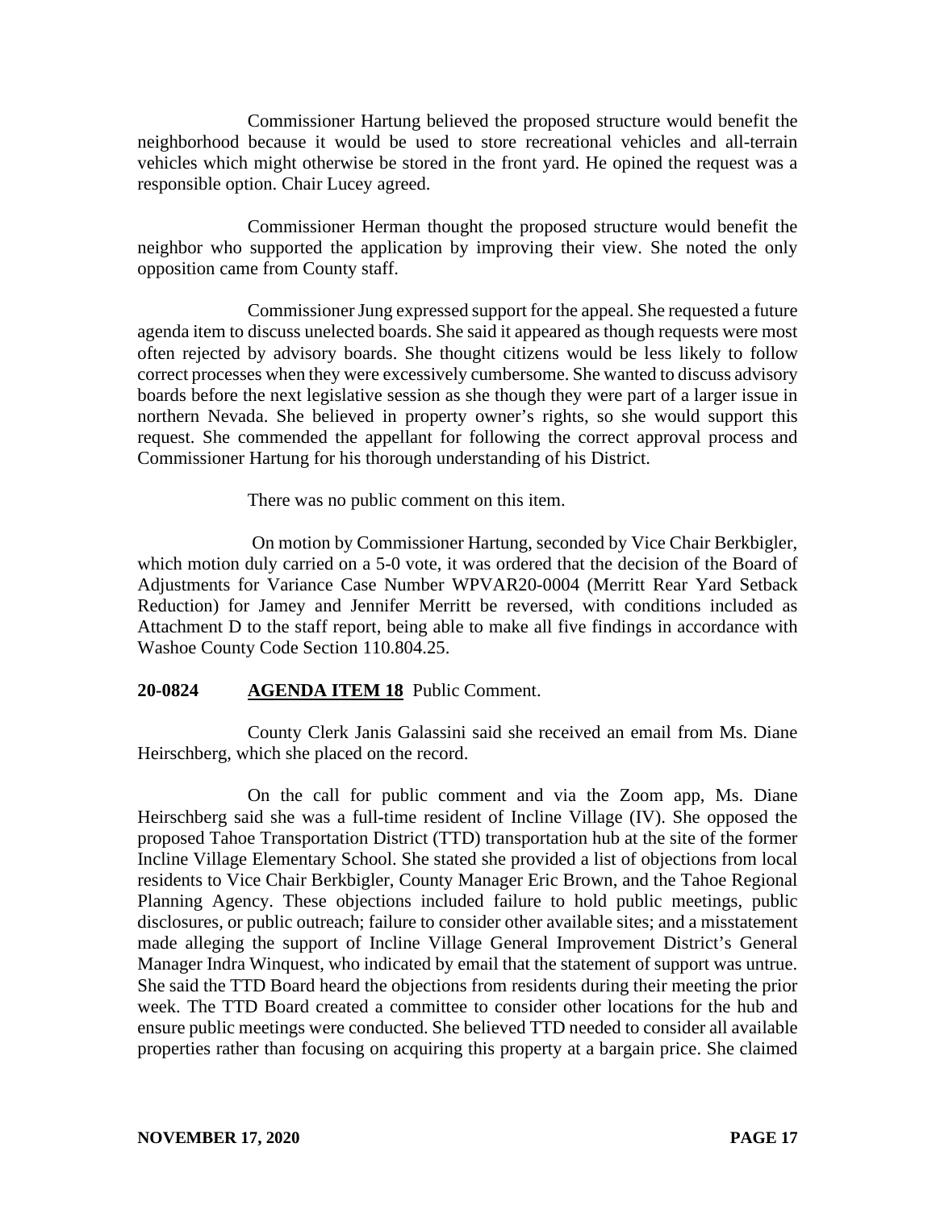Commissioner Hartung believed the proposed structure would benefit the neighborhood because it would be used to store recreational vehicles and all-terrain vehicles which might otherwise be stored in the front yard. He opined the request was a responsible option. Chair Lucey agreed.

Commissioner Herman thought the proposed structure would benefit the neighbor who supported the application by improving their view. She noted the only opposition came from County staff.

Commissioner Jung expressed support for the appeal. She requested a future agenda item to discuss unelected boards. She said it appeared as though requests were most often rejected by advisory boards. She thought citizens would be less likely to follow correct processes when they were excessively cumbersome. She wanted to discuss advisory boards before the next legislative session as she though they were part of a larger issue in northern Nevada. She believed in property owner's rights, so she would support this request. She commended the appellant for following the correct approval process and Commissioner Hartung for his thorough understanding of his District.

There was no public comment on this item.

On motion by Commissioner Hartung, seconded by Vice Chair Berkbigler, which motion duly carried on a 5-0 vote, it was ordered that the decision of the Board of Adjustments for Variance Case Number WPVAR20-0004 (Merritt Rear Yard Setback Reduction) for Jamey and Jennifer Merritt be reversed, with conditions included as Attachment D to the staff report, being able to make all five findings in accordance with Washoe County Code Section 110.804.25.

**20-0824 AGENDA ITEM 18** Public Comment.

County Clerk Janis Galassini said she received an email from Ms. Diane Heirschberg, which she placed on the record.

On the call for public comment and via the Zoom app, Ms. Diane Heirschberg said she was a full-time resident of Incline Village (IV). She opposed the proposed Tahoe Transportation District (TTD) transportation hub at the site of the former Incline Village Elementary School. She stated she provided a list of objections from local residents to Vice Chair Berkbigler, County Manager Eric Brown, and the Tahoe Regional Planning Agency. These objections included failure to hold public meetings, public disclosures, or public outreach; failure to consider other available sites; and a misstatement made alleging the support of Incline Village General Improvement District's General Manager Indra Winquest, who indicated by email that the statement of support was untrue. She said the TTD Board heard the objections from residents during their meeting the prior week. The TTD Board created a committee to consider other locations for the hub and ensure public meetings were conducted. She believed TTD needed to consider all available properties rather than focusing on acquiring this property at a bargain price. She claimed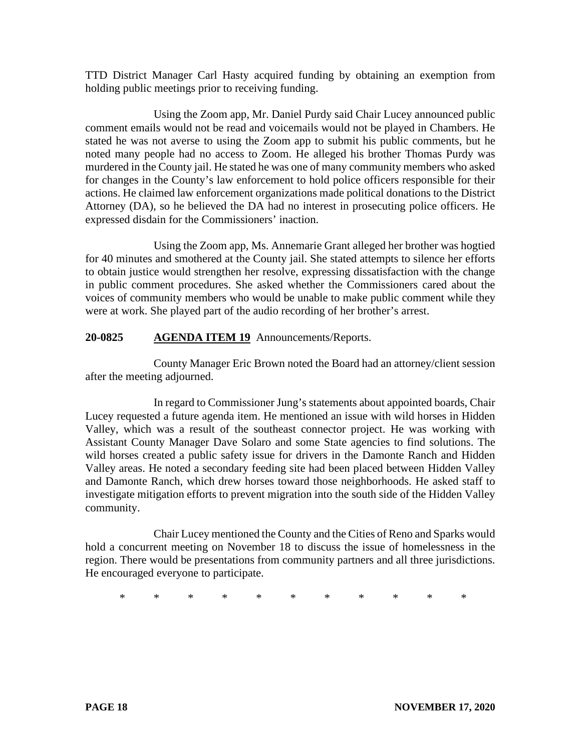TTD District Manager Carl Hasty acquired funding by obtaining an exemption from holding public meetings prior to receiving funding.

Using the Zoom app, Mr. Daniel Purdy said Chair Lucey announced public comment emails would not be read and voicemails would not be played in Chambers. He stated he was not averse to using the Zoom app to submit his public comments, but he noted many people had no access to Zoom. He alleged his brother Thomas Purdy was murdered in the County jail. He stated he was one of many community members who asked for changes in the County's law enforcement to hold police officers responsible for their actions. He claimed law enforcement organizations made political donations to the District Attorney (DA), so he believed the DA had no interest in prosecuting police officers. He expressed disdain for the Commissioners' inaction.

Using the Zoom app, Ms. Annemarie Grant alleged her brother was hogtied for 40 minutes and smothered at the County jail. She stated attempts to silence her efforts to obtain justice would strengthen her resolve, expressing dissatisfaction with the change in public comment procedures. She asked whether the Commissioners cared about the voices of community members who would be unable to make public comment while they were at work. She played part of the audio recording of her brother's arrest.

**20-0825 AGENDA ITEM 19** Announcements/Reports.

County Manager Eric Brown noted the Board had an attorney/client session after the meeting adjourned.

In regard to Commissioner Jung's statements about appointed boards, Chair Lucey requested a future agenda item. He mentioned an issue with wild horses in Hidden Valley, which was a result of the southeast connector project. He was working with Assistant County Manager Dave Solaro and some State agencies to find solutions. The wild horses created a public safety issue for drivers in the Damonte Ranch and Hidden Valley areas. He noted a secondary feeding site had been placed between Hidden Valley and Damonte Ranch, which drew horses toward those neighborhoods. He asked staff to investigate mitigation efforts to prevent migration into the south side of the Hidden Valley community.

Chair Lucey mentioned the County and the Cities of Reno and Sparks would hold a concurrent meeting on November 18 to discuss the issue of homelessness in the region. There would be presentations from community partners and all three jurisdictions. He encouraged everyone to participate.

\* \* \* \* \* \* \* \* \* \* \*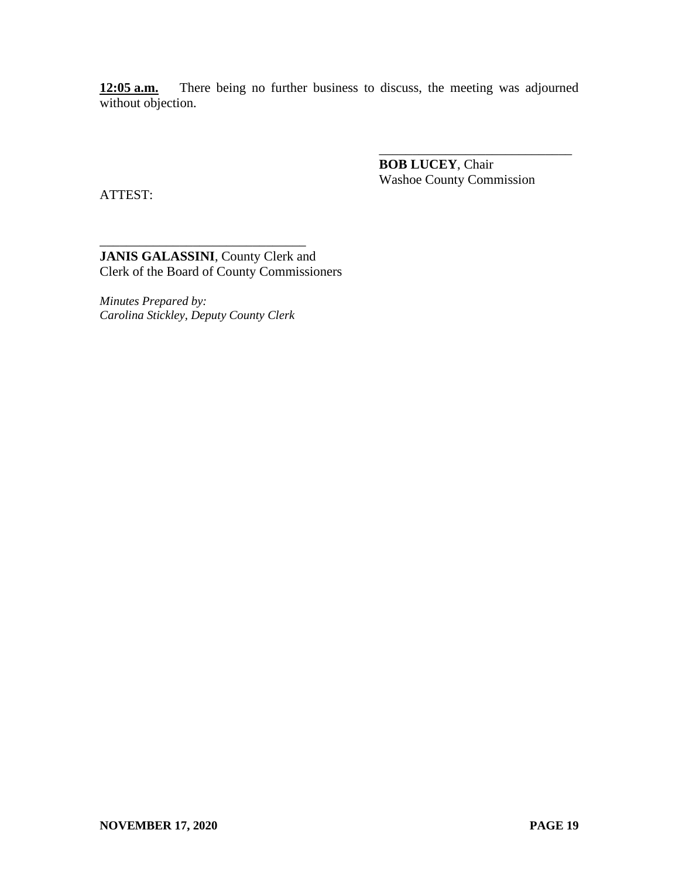**12:05 a.m.** There being no further business to discuss, the meeting was adjourned without objection.

\_\_\_\_\_\_\_\_\_\_\_\_\_\_\_\_\_\_\_\_\_\_\_\_\_\_\_\_\_\_

**BOB LUCEY**, Chair
Washoe County Commission

ATTEST:

\_\_\_\_\_\_\_\_\_\_\_\_\_\_\_\_\_\_\_\_\_\_\_\_\_\_\_\_\_\_

**JANIS GALASSINI**, County Clerk and
Clerk of the Board of County Commissioners

*Minutes Prepared by:*
*Carolina Stickley, Deputy County Clerk*